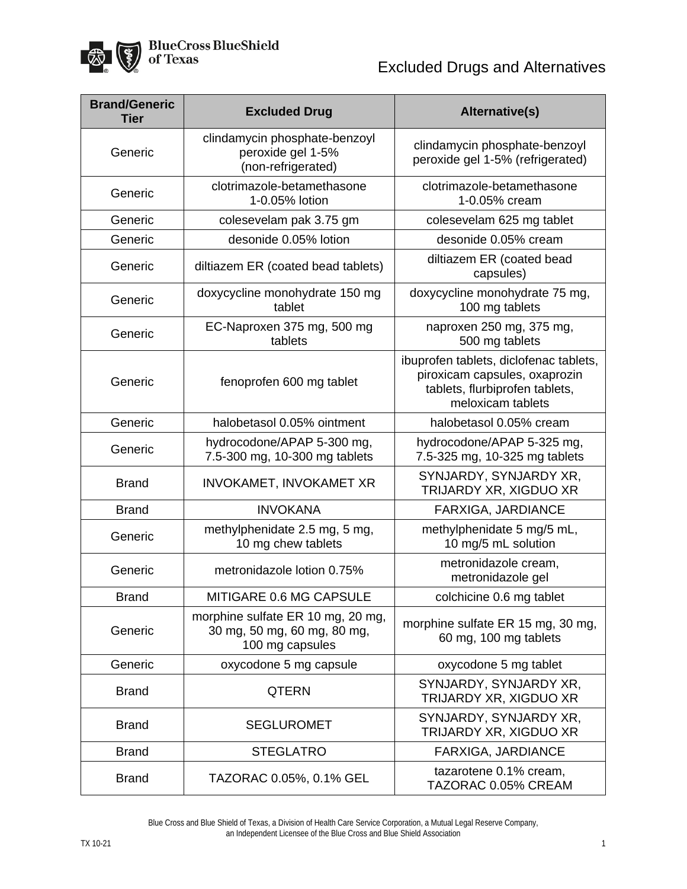# Excluded Drugs and Alternatives

| Brand/Generic Tier | Excluded Drug | Alternative(s) |
|---|---|---|
| Generic | clindamycin phosphate-benzoyl peroxide gel 1-5% (non-refrigerated) | clindamycin phosphate-benzoyl peroxide gel 1-5% (refrigerated) |
| Generic | clotrimazole-betamethasone 1-0.05% lotion | clotrimazole-betamethasone 1-0.05% cream |
| Generic | colesevelam pak 3.75 gm | colesevelam 625 mg tablet |
| Generic | desonide 0.05% lotion | desonide 0.05% cream |
| Generic | diltiazem ER (coated bead tablets) | diltiazem ER (coated bead capsules) |
| Generic | doxycycline monohydrate 150 mg tablet | doxycycline monohydrate 75 mg, 100 mg tablets |
| Generic | EC-Naproxen 375 mg, 500 mg tablets | naproxen 250 mg, 375 mg, 500 mg tablets |
| Generic | fenoprofen 600 mg tablet | ibuprofen tablets, diclofenac tablets, piroxicam capsules, oxaprozin tablets, flurbiprofen tablets, meloxicam tablets |
| Generic | halobetasol 0.05% ointment | halobetasol 0.05% cream |
| Generic | hydrocodone/APAP 5-300 mg, 7.5-300 mg, 10-300 mg tablets | hydrocodone/APAP 5-325 mg, 7.5-325 mg, 10-325 mg tablets |
| Brand | INVOKAMET, INVOKAMET XR | SYNJARDY, SYNJARDY XR, TRIJARDY XR, XIGDUO XR |
| Brand | INVOKANA | FARXIGA, JARDIANCE |
| Generic | methylphenidate 2.5 mg, 5 mg, 10 mg chew tablets | methylphenidate 5 mg/5 mL, 10 mg/5 mL solution |
| Generic | metronidazole lotion 0.75% | metronidazole cream, metronidazole gel |
| Brand | MITIGARE 0.6 MG CAPSULE | colchicine 0.6 mg tablet |
| Generic | morphine sulfate ER 10 mg, 20 mg, 30 mg, 50 mg, 60 mg, 80 mg, 100 mg capsules | morphine sulfate ER 15 mg, 30 mg, 60 mg, 100 mg tablets |
| Generic | oxycodone 5 mg capsule | oxycodone 5 mg tablet |
| Brand | QTERN | SYNJARDY, SYNJARDY XR, TRIJARDY XR, XIGDUO XR |
| Brand | SEGLUROMET | SYNJARDY, SYNJARDY XR, TRIJARDY XR, XIGDUO XR |
| Brand | STEGLATRO | FARXIGA, JARDIANCE |
| Brand | TAZORAC 0.05%, 0.1% GEL | tazarotene 0.1% cream, TAZORAC 0.05% CREAM |

Blue Cross and Blue Shield of Texas, a Division of Health Care Service Corporation, a Mutual Legal Reserve Company, an Independent Licensee of the Blue Cross and Blue Shield Association

TX 10-21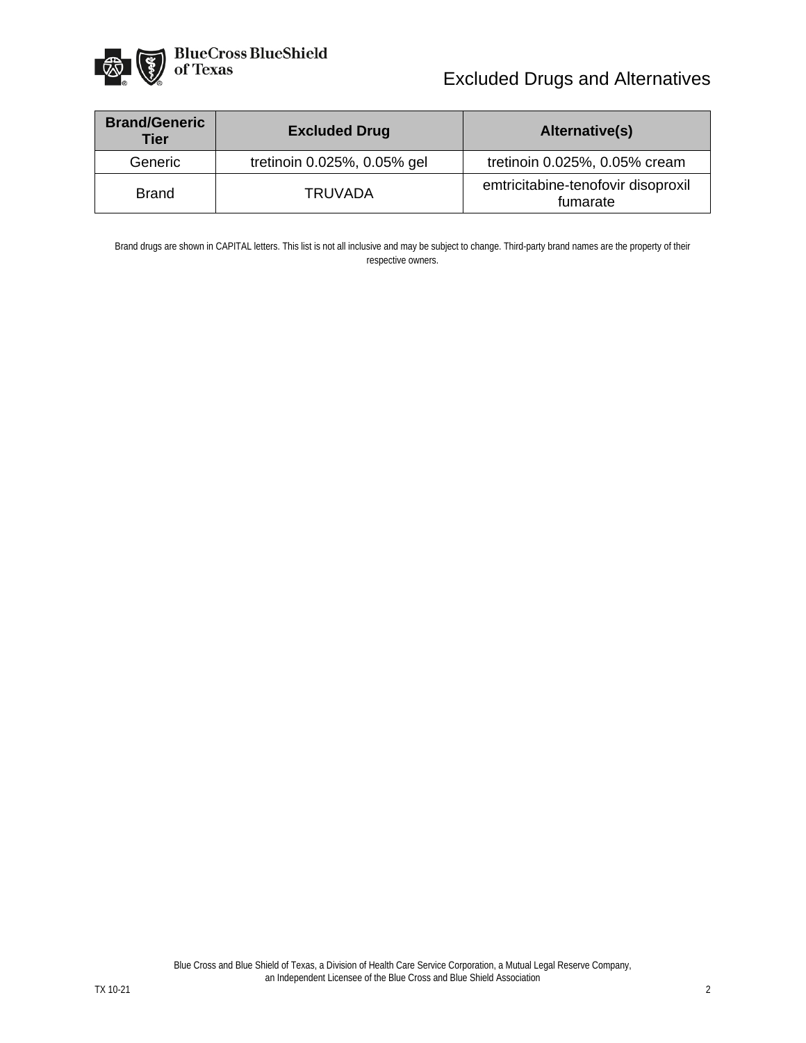| Brand/Generic Tier | Excluded Drug | Alternative(s) |
|---|---|---|
| Generic | tretinoin 0.025%, 0.05% gel | tretinoin 0.025%, 0.05% cream |
| Brand | TRUVADA | emtricitabine-tenofovir disoproxil fumarate |

Brand drugs are shown in CAPITAL letters. This list is not all inclusive and may be subject to change. Third-party brand names are the property of their respective owners.

Blue Cross and Blue Shield of Texas, a Division of Health Care Service Corporation, a Mutual Legal Reserve Company, an Independent Licensee of the Blue Cross and Blue Shield Association

TX 10-21